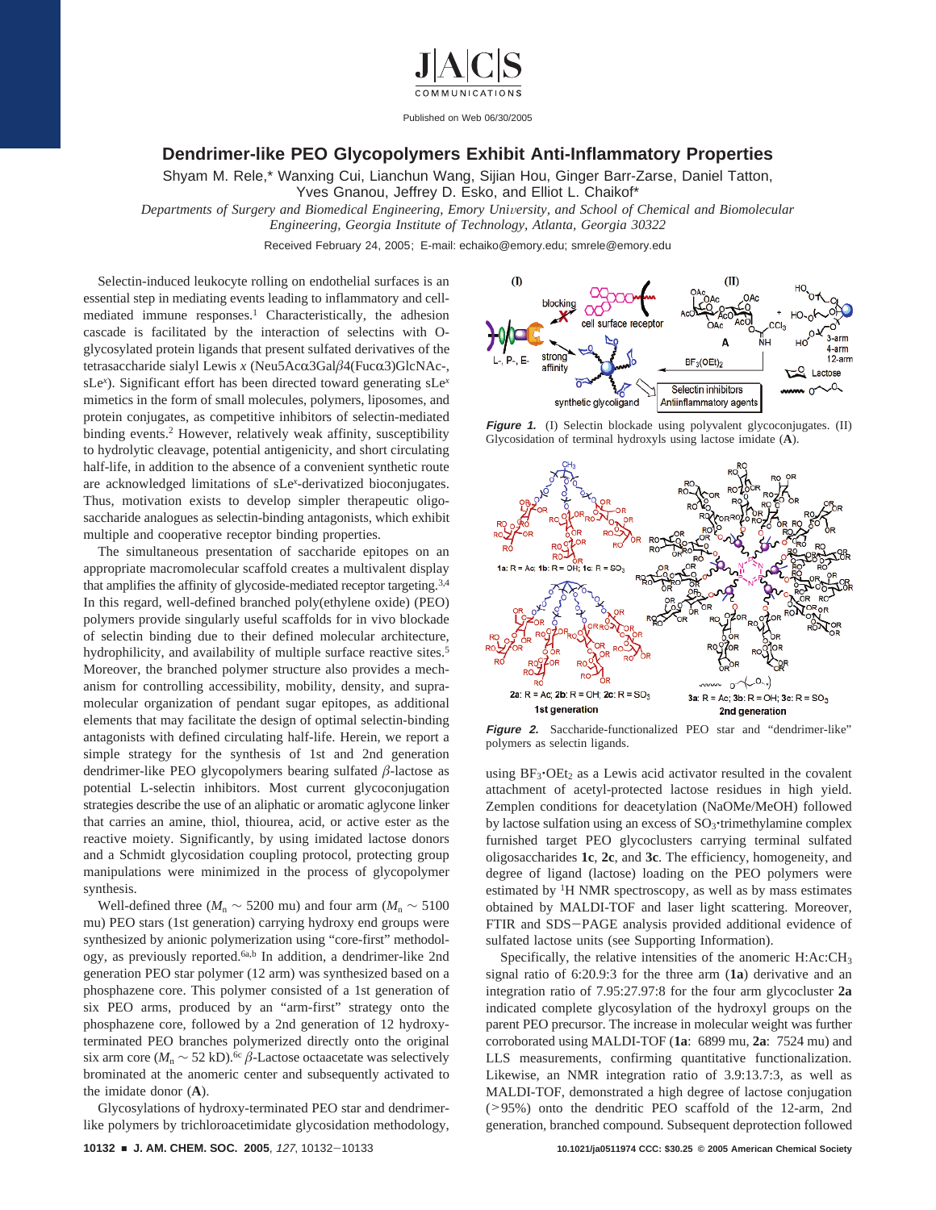Published on Web 06/30/2005

# Dendrimer-like PEO Glycopolymers Exhibit Anti-Inflammatory Properties

Shyam M. Rele,* Wanxing Cui, Lianchun Wang, Sijian Hou, Ginger Barr-Zarse, Daniel Tatton, Yves Gnanou, Jeffrey D. Esko, and Elliot L. Chaikof*

*Departments of Surgery and Biomedical Engineering, Emory University, and School of Chemical and Biomolecular Engineering, Georgia Institute of Technology, Atlanta, Georgia 30322*

Received February 24, 2005; E-mail: echaiko@emory.edu; smrele@emory.edu

Selectin-induced leukocyte rolling on endothelial surfaces is an essential step in mediating events leading to inflammatory and cell-mediated immune responses.[1] Characteristically, the adhesion cascade is facilitated by the interaction of selectins with O-glycosylated protein ligands that present sulfated derivatives of the tetrasaccharide sialyl Lewis *x* (Neu5Acα3Galβ4(Fucα3)GlcNAc-, sLe$^x$). Significant effort has been directed toward generating sLe$^x$ mimetics in the form of small molecules, polymers, liposomes, and protein conjugates, as competitive inhibitors of selectin-mediated binding events.[2] However, relatively weak affinity, susceptibility to hydrolytic cleavage, potential antigenicity, and short circulating half-life, in addition to the absence of a convenient synthetic route are acknowledged limitations of sLe$^x$-derivatized bioconjugates. Thus, motivation exists to develop simpler therapeutic oligosaccharide analogues as selectin-binding antagonists, which exhibit multiple and cooperative receptor binding properties.

The simultaneous presentation of saccharide epitopes on an appropriate macromolecular scaffold creates a multivalent display that amplifies the affinity of glycoside-mediated receptor targeting.[3,4] In this regard, well-defined branched poly(ethylene oxide) (PEO) polymers provide singularly useful scaffolds for in vivo blockade of selectin binding due to their defined molecular architecture, hydrophilicity, and availability of multiple surface reactive sites.[5] Moreover, the branched polymer structure also provides a mechanism for controlling accessibility, mobility, density, and supramolecular organization of pendant sugar epitopes, as additional elements that may facilitate the design of optimal selectin-binding antagonists with defined circulating half-life. Herein, we report a simple strategy for the synthesis of 1st and 2nd generation dendrimer-like PEO glycopolymers bearing sulfated β-lactose as potential L-selectin inhibitors. Most current glycoconjugation strategies describe the use of an aliphatic or aromatic aglycone linker that carries an amine, thiol, thiourea, acid, or active ester as the reactive moiety. Significantly, by using imidated lactose donors and a Schmidt glycosidation coupling protocol, protecting group manipulations were minimized in the process of glycopolymer synthesis.

Well-defined three ($M_n \sim 5200$ mu) and four arm ($M_n \sim 5100$ mu) PEO stars (1st generation) carrying hydroxy end groups were synthesized by anionic polymerization using "core-first" methodology, as previously reported.[6a,b] In addition, a dendrimer-like 2nd generation PEO star polymer (12 arm) was synthesized based on a phosphazene core. This polymer consisted of a 1st generation of six PEO arms, produced by an "arm-first" strategy onto the phosphazene core, followed by a 2nd generation of 12 hydroxy-terminated PEO branches polymerized directly onto the original six arm core ($M_n \sim 52$ kD).[6c] β-Lactose octaacetate was selectively brominated at the anomeric center and subsequently activated to the imidate donor (**A**).

Glycosylations of hydroxy-terminated PEO star and dendrimer-like polymers by trichloroacetimidate glycosidation methodology, using $BF_3{\cdot}OEt_2$ as a Lewis acid activator resulted in the covalent attachment of acetyl-protected lactose residues in high yield. Zemplen conditions for deacetylation (NaOMe/MeOH) followed by lactose sulfation using an excess of $SO_3$·trimethylamine complex furnished target PEO glycoclusters carrying terminal sulfated oligosaccharides **1c**, **2c**, and **3c**. The efficiency, homogeneity, and degree of ligand (lactose) loading on the PEO polymers were estimated by $^1$H NMR spectroscopy, as well as by mass estimates obtained by MALDI-TOF and laser light scattering. Moreover, FTIR and SDS−PAGE analysis provided additional evidence of sulfated lactose units (see Supporting Information).

Specifically, the relative intensities of the anomeric H:Ac:$CH_3$ signal ratio of 6:20.9:3 for the three arm (**1a**) derivative and an integration ratio of 7.95:27.97:8 for the four arm glycocluster **2a** indicated complete glycosylation of the hydroxyl groups on the parent PEO precursor. The increase in molecular weight was further corroborated using MALDI-TOF (**1a**: 6899 mu, **2a**: 7524 mu) and LLS measurements, confirming quantitative functionalization. Likewise, an NMR integration ratio of 3.9:13.7:3, as well as MALDI-TOF, demonstrated a high degree of lactose conjugation (>95%) onto the dendritic PEO scaffold of the 12-arm, 2nd generation, branched compound. Subsequent deprotection followed

**Figure 1.** (I) Selectin blockade using polyvalent glycoconjugates. (II) Glycosidation of terminal hydroxyls using lactose imidate (**A**).

**Figure 2.** Saccharide-functionalized PEO star and "dendrimer-like" polymers as selectin ligands.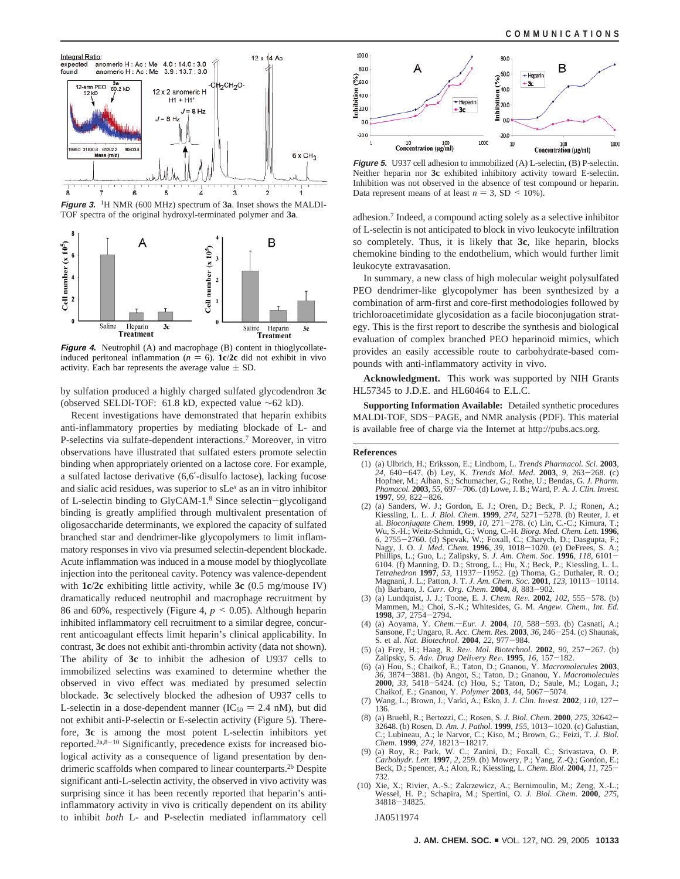Integral Ratio:
expected anomeric H : Ac : Me 4.0 : 14.0 : 3.0
found anomeric H : Ac : Me 3.9 : 13.7 : 3.0

12-arm PEO 52 kD
3a 60.2 kD
Mass (m/z)

12 x 2 anomeric H H1 + H1'
J = 8 Hz
J = 8 Hz
-CH2CH2O-
12 x 14 Ac
6 x CH3

**Figure 3.** $^1$H NMR (600 MHz) spectrum of **3a**. Inset shows the MALDI-TOF spectra of the original hydroxyl-terminated polymer and **3a**.

A
B
Cell number (x 10$^5$)
Saline Heparin 3c
Treatment

**Figure 4.** Neutrophil (A) and macrophage (B) content in thioglycollate-induced peritoneal inflammation ($n$ = 6). **1c**/**2c** did not exhibit in vivo activity. Each bar represents the average value ± SD.

by sulfation produced a highly charged sulfated glycodendron **3c** (observed SELDI-TOF: 61.8 kD, expected value ~62 kD).

Recent investigations have demonstrated that heparin exhibits anti-inflammatory properties by mediating blockade of L- and P-selectins via sulfate-dependent interactions.[7] Moreover, in vitro observations have illustrated that sulfated esters promote selectin binding when appropriately oriented on a lactose core. For example, a sulfated lactose derivative (6,6′-disulfo lactose), lacking fucose and sialic acid residues, was superior to sLe$^x$ as an in vitro inhibitor of L-selectin binding to GlyCAM-1.[8] Since selectin–glycoligand binding is greatly amplified through multivalent presentation of oligosaccharide determinants, we explored the capacity of sulfated branched star and dendrimer-like glycopolymers to limit inflammatory responses in vivo via presumed selectin-dependent blockade. Acute inflammation was induced in a mouse model by thioglycollate injection into the peritoneal cavity. Potency was valence-dependent with **1c**/**2c** exhibiting little activity, while **3c** (0.5 mg/mouse IV) dramatically reduced neutrophil and macrophage recruitment by 86 and 60%, respectively (Figure 4, $p < 0.05$). Although heparin inhibited inflammatory cell recruitment to a similar degree, concurrent anticoagulant effects limit heparin's clinical applicability. In contrast, **3c** does not exhibit anti-thrombin activity (data not shown). The ability of **3c** to inhibit the adhesion of U937 cells to immobilized selectins was examined to determine whether the observed in vivo effect was mediated by presumed selectin blockade. **3c** selectively blocked the adhesion of U937 cells to L-selectin in a dose-dependent manner ($IC_{50}$ = 2.4 nM), but did not exhibit anti-P-selectin or E-selectin activity (Figure 5). Therefore, **3c** is among the most potent L-selectin inhibitors yet reported.[2a,8–10] Significantly, precedence exists for increased biological activity as a consequence of ligand presentation by dendrimeric scaffolds when compared to linear counterparts.[2b] Despite significant anti-L-selectin activity, the observed in vivo activity was surprising since it has been recently reported that heparin's anti-inflammatory activity in vivo is critically dependent on its ability to inhibit *both* L- and P-selectin mediated inflammatory cell adhesion.[7] Indeed, a compound acting solely as a selective inhibitor of L-selectin is not anticipated to block in vivo leukocyte infiltration so completely. Thus, it is likely that **3c**, like heparin, blocks chemokine binding to the endothelium, which would further limit leukocyte extravasation.

A
B
Inhibition (%)
Concentration (µg/ml)
Heparin
3c

**Figure 5.** U937 cell adhesion to immobilized (A) L-selectin, (B) P-selectin. Neither heparin nor **3c** exhibited inhibitory activity toward E-selectin. Inhibition was not observed in the absence of test compound or heparin. Data represent means of at least $n$ = 3, SD < 10%).

In summary, a new class of high molecular weight polysulfated PEO dendrimer-like glycopolymer has been synthesized by a combination of arm-first and core-first methodologies followed by trichloroacetimidate glycosidation as a facile bioconjugation strategy. This is the first report to describe the synthesis and biological evaluation of complex branched PEO heparinoid mimics, which provides an easily accessible route to carbohydrate-based compounds with anti-inflammatory activity in vivo.

**Acknowledgment.** This work was supported by NIH Grants HL57345 to J.D.E. and HL60464 to E.L.C.

**Supporting Information Available:** Detailed synthetic procedures MALDI-TOF, SDS–PAGE, and NMR analysis (PDF). This material is available free of charge via the Internet at http://pubs.acs.org.

## References

(1) (a) Ulbrich, H.; Eriksson, E.; Lindbom, L. *Trends Pharmacol. Sci*. **2003**, *24*, 640–647. (b) Ley, K. *Trends Mol. Med*. **2003**, *9*, 263–268. (c) Hopfner, M.; Alban, S.; Schumacher, G.; Rothe, U.; Bendas, G. *J. Pharm. Phamacol.* **2003**, *55*, 697–706. (d) Lowe, J. B.; Ward, P. A. *J. Clin. Invest.* **1997**, *99*, 822–826.

(2) (a) Sanders, W. J.; Gordon, E. J.; Oren, D.; Beck, P. J.; Ronen, A.; Kiessling, L. L. *J. Biol. Chem.* **1999**, *274*, 5271–5278. (b) Reuter, J. et al. *Bioconjugate Chem.* **1999**, *10*, 271–278. (c) Lin, C.-C.; Kimura, T.; Wu, S.-H.; Weitz-Schmidt, G.; Wong, C.-H. *Biorg. Med. Chem. Lett.* **1996**, *6*, 2755–2760. (d) Spevak, W.; Foxall, C.; Charych, D.; Dasgupta, F.; Nagy, J. O. *J. Med. Chem.* **1996**, *39*, 1018–1020. (e) DeFrees, S. A.; Phillips, L.; Guo, L.; Zalipsky, S. *J. Am. Chem. Soc.* **1996**, *118*, 6101–6104. (f) Manning, D. D.; Strong, L.; Hu, X.; Beck, P.; Kiessling, L. L. *Tetrahedron* **1997**, *53*, 11937–11952. (g) Thoma, G.; Duthaler, R. O.; Magnani, J. L.; Patton, J. T. *J. Am. Chem. Soc.* **2001**, *123*, 10113–10114. (h) Barbaro, J. *Curr. Org. Chem.* **2004**, *8*, 883–902.

(3) (a) Lundquist, J. J.; Toone, E. J. *Chem. Rev.* **2002**, *102*, 555–578. (b) Mammen, M.; Choi, S.-K.; Whitesides, G. M. *Angew. Chem., Int. Ed.* **1998**, *37*, 2754–2794.

(4) (a) Aoyama, Y. *Chem.—Eur. J.* **2004**, *10*, 588–593. (b) Casnati, A.; Sansone, F.; Ungaro, R. *Acc. Chem. Res.* **2003**, *36*, 246–254. (c) Shaunak, S. et al. *Nat. Biotechnol*. **2004**, *22*, 977–984.

(5) (a) Frey, H.; Haag, R. *Rev. Mol. Biotechnol*. **2002**, *90*, 257–267. (b) Zalipsky, S. *Adv. Drug Delivery Rev*. **1995**, *16*, 157–182.

(6) (a) Hou, S.; Chaikof, E.; Taton, D.; Gnanou, Y. *Macromolecules* **2003**, *36*, 3874–3881. (b) Angot, S.; Taton, D.; Gnanou, Y. *Macromolecules* **2000**, *33*, 5418–5424. (c) Hou, S.; Taton, D.; Saule, M.; Logan, J.; Chaikof, E.; Gnanou, Y. *Polymer* **2003**, *44*, 5067–5074.

(7) Wang, L.; Brown, J.; Varki, A.; Esko, J. *J. Clin. Invest.* **2002**, *110*, 127–136.

(8) (a) Bruehl, R.; Bertozzi, C.; Rosen, S. *J. Biol. Chem*. **2000**, *275*, 32642–32648. (b) Rosen, D. *Am. J. Pathol.* **1999**, *155*, 1013–1020. (c) Galustian, C.; Lubineau, A.; le Narvor, C.; Kiso, M.; Brown, G.; Feizi, T. *J. Biol. Chem.* **1999**, *274*, 18213–18217.

(9) (a) Roy, R.; Park, W. C.; Zanini, D.; Foxall, C.; Srivastava, O. P. *Carbohydr. Lett.* **1997**, *2*, 259. (b) Mowery, P.; Yang, Z.-Q.; Gordon, E.; Beck, D.; Spencer, A.; Alon, R.; Kiessling, L. *Chem. Biol*. **2004**, *11*, 725–732.

(10) Xie, X.; Rivier, A.-S.; Zakrzewicz, A.; Bernimoulin, M.; Zeng, X.-L.; Wessel, H. P.; Schapira, M.; Spertini, O. *J. Biol. Chem.* **2000**, *275*, 34818–34825.

JA0511974